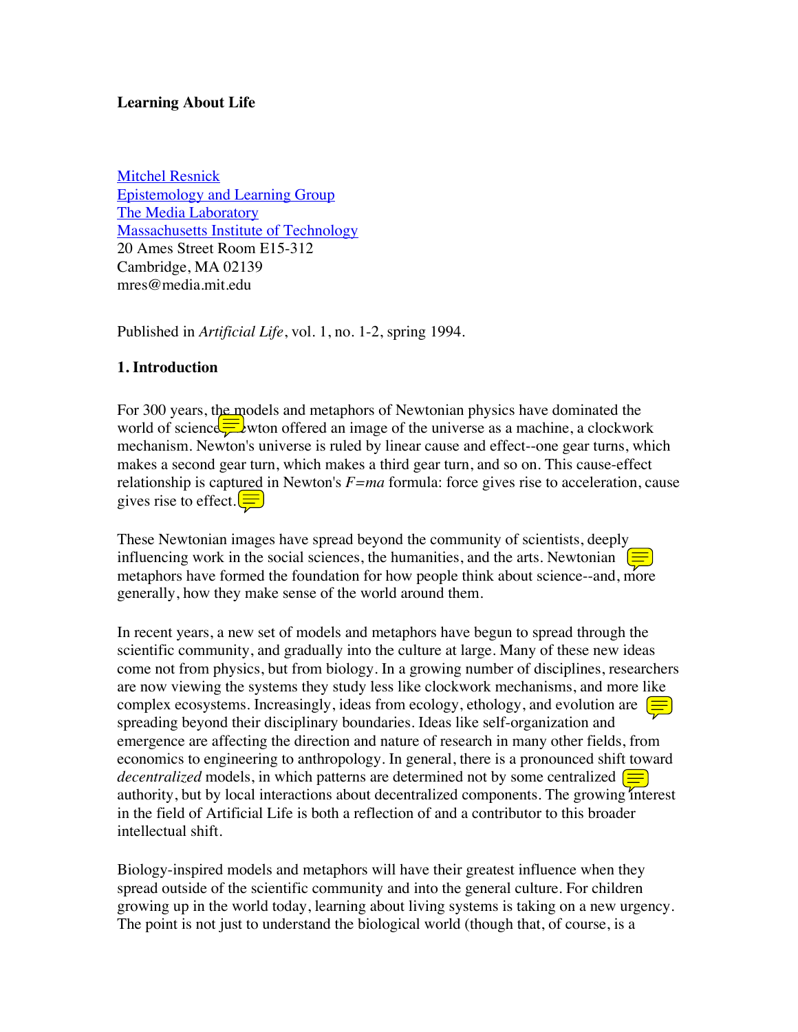**Learning About Life**

Mitchel Resnick
Epistemology and Learning Group
The Media Laboratory
Massachusetts Institute of Technology
20 Ames Street Room E15-312
Cambridge, MA 02139
mres@media.mit.edu

Published in *Artificial Life*, vol. 1, no. 1-2, spring 1994.

## 1. Introduction

For 300 years, the models and metaphors of Newtonian physics have dominated the world of science. Newton offered an image of the universe as a machine, a clockwork mechanism. Newton's universe is ruled by linear cause and effect--one gear turns, which makes a second gear turn, which makes a third gear turn, and so on. This cause-effect relationship is captured in Newton's $F=ma$ formula: force gives rise to acceleration, cause gives rise to effect.

These Newtonian images have spread beyond the community of scientists, deeply influencing work in the social sciences, the humanities, and the arts. Newtonian metaphors have formed the foundation for how people think about science--and, more generally, how they make sense of the world around them.

In recent years, a new set of models and metaphors have begun to spread through the scientific community, and gradually into the culture at large. Many of these new ideas come not from physics, but from biology. In a growing number of disciplines, researchers are now viewing the systems they study less like clockwork mechanisms, and more like complex ecosystems. Increasingly, ideas from ecology, ethology, and evolution are spreading beyond their disciplinary boundaries. Ideas like self-organization and emergence are affecting the direction and nature of research in many other fields, from economics to engineering to anthropology. In general, there is a pronounced shift toward *decentralized* models, in which patterns are determined not by some centralized authority, but by local interactions about decentralized components. The growing interest in the field of Artificial Life is both a reflection of and a contributor to this broader intellectual shift.

Biology-inspired models and metaphors will have their greatest influence when they spread outside of the scientific community and into the general culture. For children growing up in the world today, learning about living systems is taking on a new urgency. The point is not just to understand the biological world (though that, of course, is a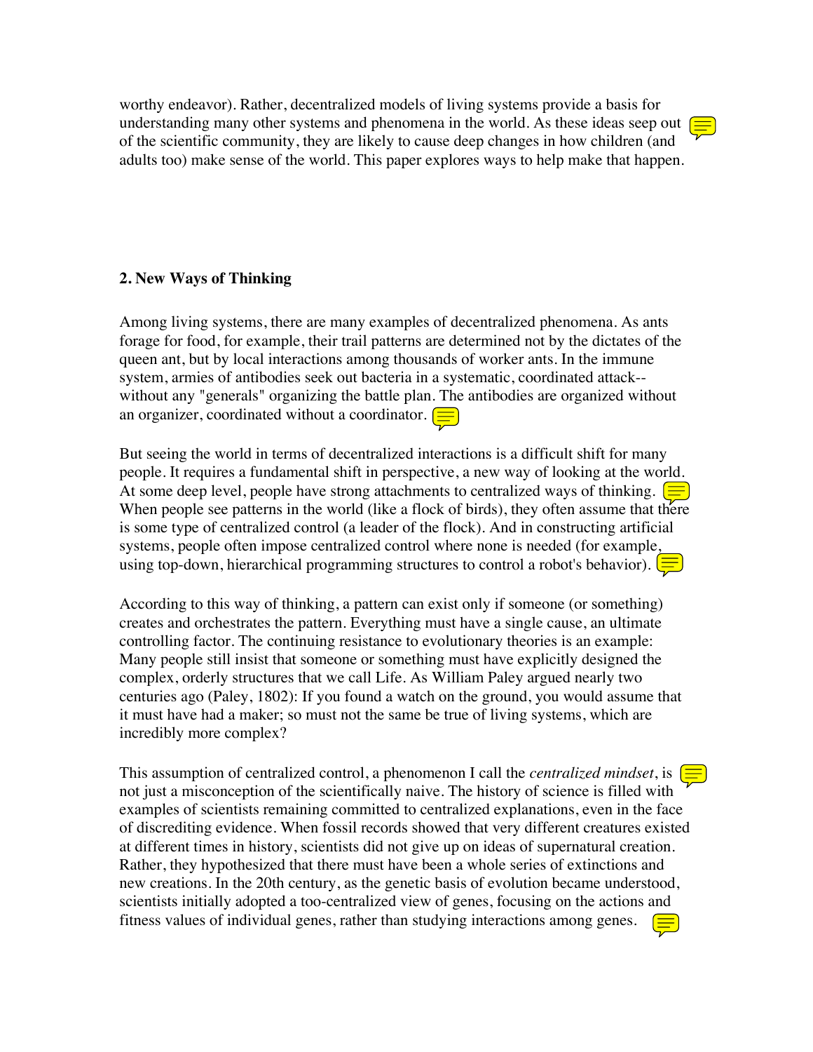worthy endeavor). Rather, decentralized models of living systems provide a basis for understanding many other systems and phenomena in the world. As these ideas seep out of the scientific community, they are likely to cause deep changes in how children (and adults too) make sense of the world. This paper explores ways to help make that happen.

## 2. New Ways of Thinking

Among living systems, there are many examples of decentralized phenomena. As ants forage for food, for example, their trail patterns are determined not by the dictates of the queen ant, but by local interactions among thousands of worker ants. In the immune system, armies of antibodies seek out bacteria in a systematic, coordinated attack--without any "generals" organizing the battle plan. The antibodies are organized without an organizer, coordinated without a coordinator.

But seeing the world in terms of decentralized interactions is a difficult shift for many people. It requires a fundamental shift in perspective, a new way of looking at the world. At some deep level, people have strong attachments to centralized ways of thinking. When people see patterns in the world (like a flock of birds), they often assume that there is some type of centralized control (a leader of the flock). And in constructing artificial systems, people often impose centralized control where none is needed (for example, using top-down, hierarchical programming structures to control a robot's behavior).

According to this way of thinking, a pattern can exist only if someone (or something) creates and orchestrates the pattern. Everything must have a single cause, an ultimate controlling factor. The continuing resistance to evolutionary theories is an example: Many people still insist that someone or something must have explicitly designed the complex, orderly structures that we call Life. As William Paley argued nearly two centuries ago (Paley, 1802): If you found a watch on the ground, you would assume that it must have had a maker; so must not the same be true of living systems, which are incredibly more complex?

This assumption of centralized control, a phenomenon I call the *centralized mindset*, is not just a misconception of the scientifically naive. The history of science is filled with examples of scientists remaining committed to centralized explanations, even in the face of discrediting evidence. When fossil records showed that very different creatures existed at different times in history, scientists did not give up on ideas of supernatural creation. Rather, they hypothesized that there must have been a whole series of extinctions and new creations. In the 20th century, as the genetic basis of evolution became understood, scientists initially adopted a too-centralized view of genes, focusing on the actions and fitness values of individual genes, rather than studying interactions among genes.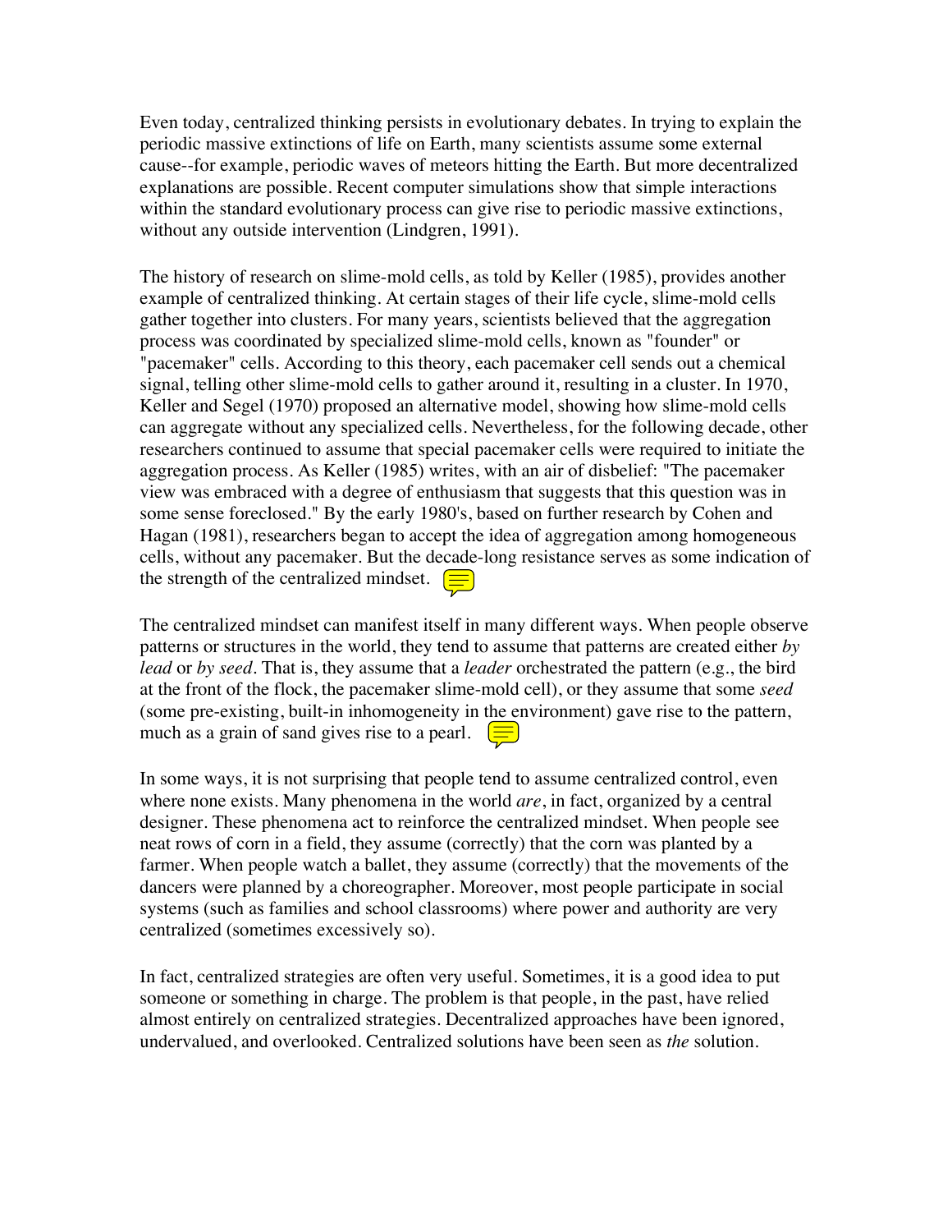Even today, centralized thinking persists in evolutionary debates. In trying to explain the periodic massive extinctions of life on Earth, many scientists assume some external cause--for example, periodic waves of meteors hitting the Earth. But more decentralized explanations are possible. Recent computer simulations show that simple interactions within the standard evolutionary process can give rise to periodic massive extinctions, without any outside intervention (Lindgren, 1991).

The history of research on slime-mold cells, as told by Keller (1985), provides another example of centralized thinking. At certain stages of their life cycle, slime-mold cells gather together into clusters. For many years, scientists believed that the aggregation process was coordinated by specialized slime-mold cells, known as "founder" or "pacemaker" cells. According to this theory, each pacemaker cell sends out a chemical signal, telling other slime-mold cells to gather around it, resulting in a cluster. In 1970, Keller and Segel (1970) proposed an alternative model, showing how slime-mold cells can aggregate without any specialized cells. Nevertheless, for the following decade, other researchers continued to assume that special pacemaker cells were required to initiate the aggregation process. As Keller (1985) writes, with an air of disbelief: "The pacemaker view was embraced with a degree of enthusiasm that suggests that this question was in some sense foreclosed." By the early 1980's, based on further research by Cohen and Hagan (1981), researchers began to accept the idea of aggregation among homogeneous cells, without any pacemaker. But the decade-long resistance serves as some indication of the strength of the centralized mindset.

The centralized mindset can manifest itself in many different ways. When people observe patterns or structures in the world, they tend to assume that patterns are created either *by lead* or *by seed*. That is, they assume that a *leader* orchestrated the pattern (e.g., the bird at the front of the flock, the pacemaker slime-mold cell), or they assume that some *seed* (some pre-existing, built-in inhomogeneity in the environment) gave rise to the pattern, much as a grain of sand gives rise to a pearl.

In some ways, it is not surprising that people tend to assume centralized control, even where none exists. Many phenomena in the world *are*, in fact, organized by a central designer. These phenomena act to reinforce the centralized mindset. When people see neat rows of corn in a field, they assume (correctly) that the corn was planted by a farmer. When people watch a ballet, they assume (correctly) that the movements of the dancers were planned by a choreographer. Moreover, most people participate in social systems (such as families and school classrooms) where power and authority are very centralized (sometimes excessively so).

In fact, centralized strategies are often very useful. Sometimes, it is a good idea to put someone or something in charge. The problem is that people, in the past, have relied almost entirely on centralized strategies. Decentralized approaches have been ignored, undervalued, and overlooked. Centralized solutions have been seen as *the* solution.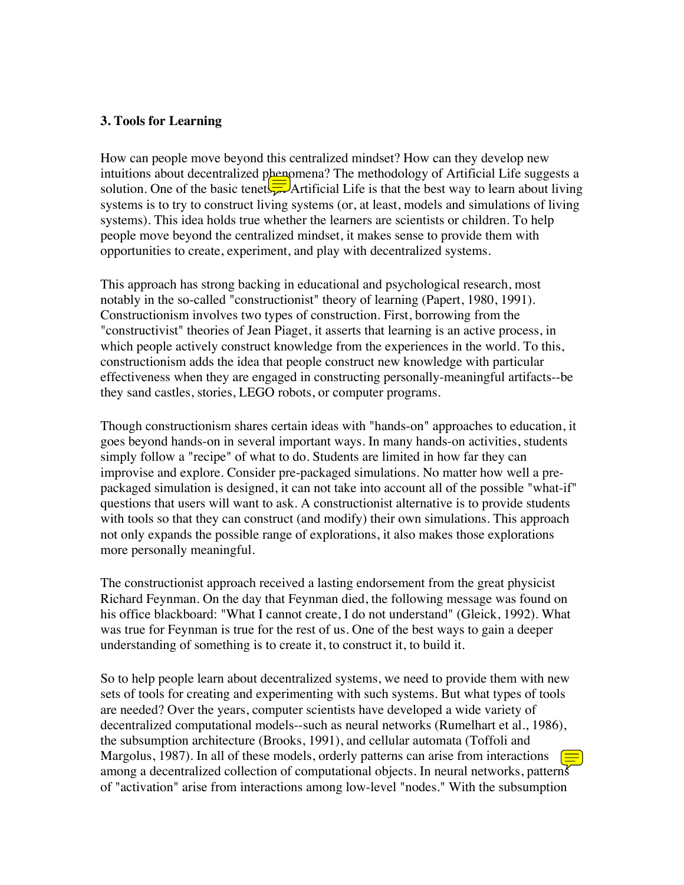### 3. Tools for Learning

How can people move beyond this centralized mindset? How can they develop new intuitions about decentralized phenomena? The methodology of Artificial Life suggests a solution. One of the basic tenets of Artificial Life is that the best way to learn about living systems is to try to construct living systems (or, at least, models and simulations of living systems). This idea holds true whether the learners are scientists or children. To help people move beyond the centralized mindset, it makes sense to provide them with opportunities to create, experiment, and play with decentralized systems.

This approach has strong backing in educational and psychological research, most notably in the so-called "constructionist" theory of learning (Papert, 1980, 1991). Constructionism involves two types of construction. First, borrowing from the "constructivist" theories of Jean Piaget, it asserts that learning is an active process, in which people actively construct knowledge from the experiences in the world. To this, constructionism adds the idea that people construct new knowledge with particular effectiveness when they are engaged in constructing personally-meaningful artifacts--be they sand castles, stories, LEGO robots, or computer programs.

Though constructionism shares certain ideas with "hands-on" approaches to education, it goes beyond hands-on in several important ways. In many hands-on activities, students simply follow a "recipe" of what to do. Students are limited in how far they can improvise and explore. Consider pre-packaged simulations. No matter how well a pre-packaged simulation is designed, it can not take into account all of the possible "what-if" questions that users will want to ask. A constructionist alternative is to provide students with tools so that they can construct (and modify) their own simulations. This approach not only expands the possible range of explorations, it also makes those explorations more personally meaningful.

The constructionist approach received a lasting endorsement from the great physicist Richard Feynman. On the day that Feynman died, the following message was found on his office blackboard: "What I cannot create, I do not understand" (Gleick, 1992). What was true for Feynman is true for the rest of us. One of the best ways to gain a deeper understanding of something is to create it, to construct it, to build it.

So to help people learn about decentralized systems, we need to provide them with new sets of tools for creating and experimenting with such systems. But what types of tools are needed? Over the years, computer scientists have developed a wide variety of decentralized computational models--such as neural networks (Rumelhart et al., 1986), the subsumption architecture (Brooks, 1991), and cellular automata (Toffoli and Margolus, 1987). In all of these models, orderly patterns can arise from interactions among a decentralized collection of computational objects. In neural networks, patterns of "activation" arise from interactions among low-level "nodes." With the subsumption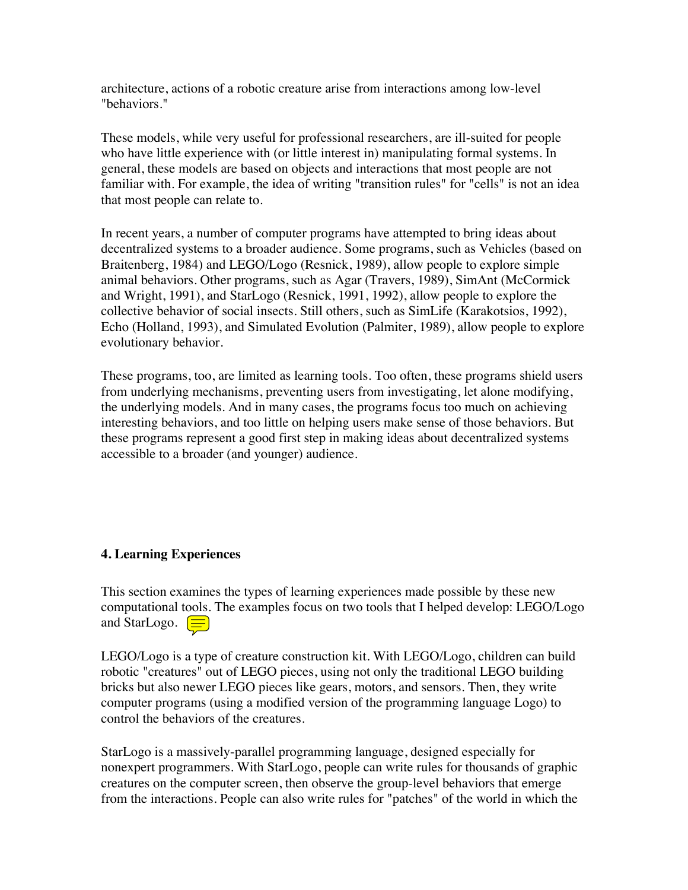architecture, actions of a robotic creature arise from interactions among low-level "behaviors."

These models, while very useful for professional researchers, are ill-suited for people who have little experience with (or little interest in) manipulating formal systems. In general, these models are based on objects and interactions that most people are not familiar with. For example, the idea of writing "transition rules" for "cells" is not an idea that most people can relate to.

In recent years, a number of computer programs have attempted to bring ideas about decentralized systems to a broader audience. Some programs, such as Vehicles (based on Braitenberg, 1984) and LEGO/Logo (Resnick, 1989), allow people to explore simple animal behaviors. Other programs, such as Agar (Travers, 1989), SimAnt (McCormick and Wright, 1991), and StarLogo (Resnick, 1991, 1992), allow people to explore the collective behavior of social insects. Still others, such as SimLife (Karakotsios, 1992), Echo (Holland, 1993), and Simulated Evolution (Palmiter, 1989), allow people to explore evolutionary behavior.

These programs, too, are limited as learning tools. Too often, these programs shield users from underlying mechanisms, preventing users from investigating, let alone modifying, the underlying models. And in many cases, the programs focus too much on achieving interesting behaviors, and too little on helping users make sense of those behaviors. But these programs represent a good first step in making ideas about decentralized systems accessible to a broader (and younger) audience.

### 4. Learning Experiences

This section examines the types of learning experiences made possible by these new computational tools. The examples focus on two tools that I helped develop: LEGO/Logo and StarLogo.

LEGO/Logo is a type of creature construction kit. With LEGO/Logo, children can build robotic "creatures" out of LEGO pieces, using not only the traditional LEGO building bricks but also newer LEGO pieces like gears, motors, and sensors. Then, they write computer programs (using a modified version of the programming language Logo) to control the behaviors of the creatures.

StarLogo is a massively-parallel programming language, designed especially for nonexpert programmers. With StarLogo, people can write rules for thousands of graphic creatures on the computer screen, then observe the group-level behaviors that emerge from the interactions. People can also write rules for "patches" of the world in which the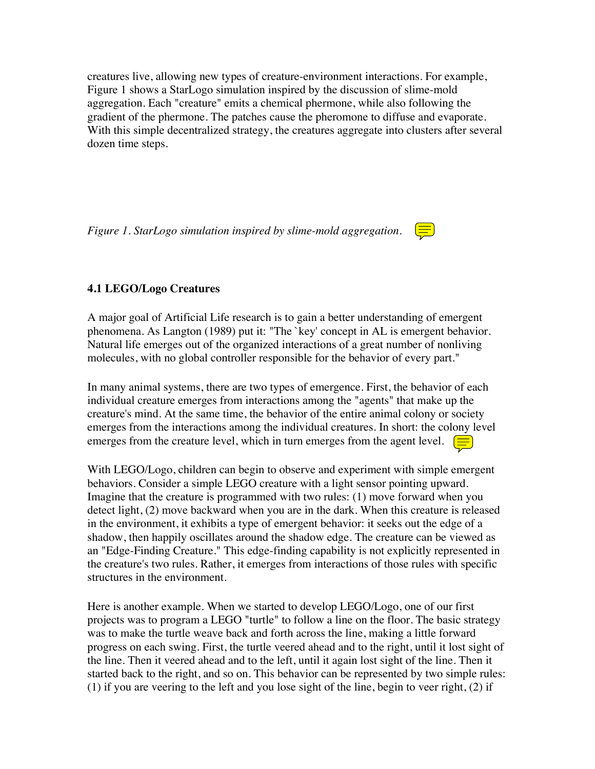creatures live, allowing new types of creature-environment interactions. For example, Figure 1 shows a StarLogo simulation inspired by the discussion of slime-mold aggregation. Each "creature" emits a chemical phermone, while also following the gradient of the phermone. The patches cause the pheromone to diffuse and evaporate. With this simple decentralized strategy, the creatures aggregate into clusters after several dozen time steps.

*Figure 1. StarLogo simulation inspired by slime-mold aggregation.*

### 4.1 LEGO/Logo Creatures

A major goal of Artificial Life research is to gain a better understanding of emergent phenomena. As Langton (1989) put it: "The `key' concept in AL is emergent behavior. Natural life emerges out of the organized interactions of a great number of nonliving molecules, with no global controller responsible for the behavior of every part."

In many animal systems, there are two types of emergence. First, the behavior of each individual creature emerges from interactions among the "agents" that make up the creature's mind. At the same time, the behavior of the entire animal colony or society emerges from the interactions among the individual creatures. In short: the colony level emerges from the creature level, which in turn emerges from the agent level.

With LEGO/Logo, children can begin to observe and experiment with simple emergent behaviors. Consider a simple LEGO creature with a light sensor pointing upward. Imagine that the creature is programmed with two rules: (1) move forward when you detect light, (2) move backward when you are in the dark. When this creature is released in the environment, it exhibits a type of emergent behavior: it seeks out the edge of a shadow, then happily oscillates around the shadow edge. The creature can be viewed as an "Edge-Finding Creature." This edge-finding capability is not explicitly represented in the creature's two rules. Rather, it emerges from interactions of those rules with specific structures in the environment.

Here is another example. When we started to develop LEGO/Logo, one of our first projects was to program a LEGO "turtle" to follow a line on the floor. The basic strategy was to make the turtle weave back and forth across the line, making a little forward progress on each swing. First, the turtle veered ahead and to the right, until it lost sight of the line. Then it veered ahead and to the left, until it again lost sight of the line. Then it started back to the right, and so on. This behavior can be represented by two simple rules: (1) if you are veering to the left and you lose sight of the line, begin to veer right, (2) if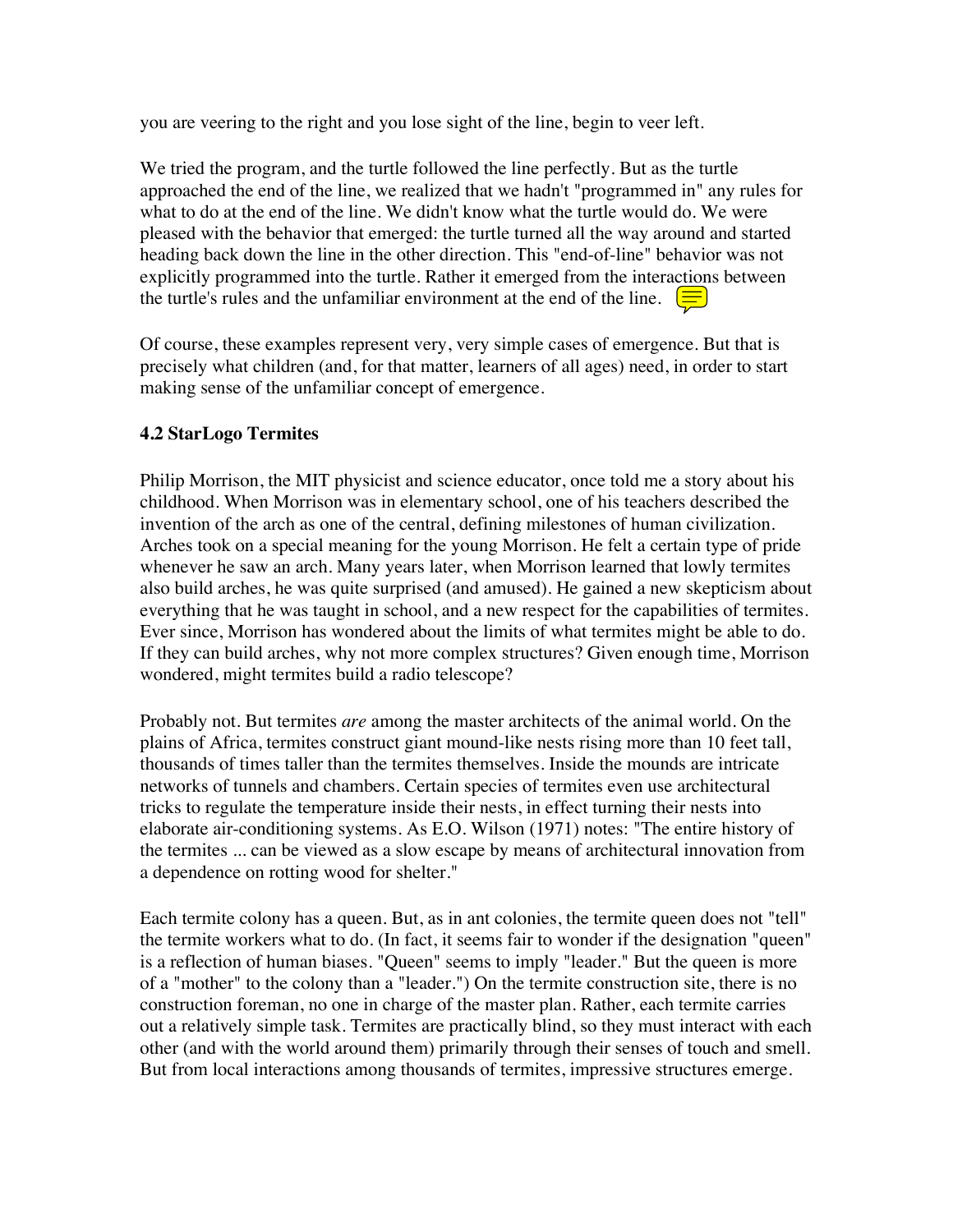you are veering to the right and you lose sight of the line, begin to veer left.

We tried the program, and the turtle followed the line perfectly. But as the turtle approached the end of the line, we realized that we hadn't "programmed in" any rules for what to do at the end of the line. We didn't know what the turtle would do. We were pleased with the behavior that emerged: the turtle turned all the way around and started heading back down the line in the other direction. This "end-of-line" behavior was not explicitly programmed into the turtle. Rather it emerged from the interactions between the turtle's rules and the unfamiliar environment at the end of the line.

Of course, these examples represent very, very simple cases of emergence. But that is precisely what children (and, for that matter, learners of all ages) need, in order to start making sense of the unfamiliar concept of emergence.

### 4.2 StarLogo Termites

Philip Morrison, the MIT physicist and science educator, once told me a story about his childhood. When Morrison was in elementary school, one of his teachers described the invention of the arch as one of the central, defining milestones of human civilization. Arches took on a special meaning for the young Morrison. He felt a certain type of pride whenever he saw an arch. Many years later, when Morrison learned that lowly termites also build arches, he was quite surprised (and amused). He gained a new skepticism about everything that he was taught in school, and a new respect for the capabilities of termites. Ever since, Morrison has wondered about the limits of what termites might be able to do. If they can build arches, why not more complex structures? Given enough time, Morrison wondered, might termites build a radio telescope?

Probably not. But termites *are* among the master architects of the animal world. On the plains of Africa, termites construct giant mound-like nests rising more than 10 feet tall, thousands of times taller than the termites themselves. Inside the mounds are intricate networks of tunnels and chambers. Certain species of termites even use architectural tricks to regulate the temperature inside their nests, in effect turning their nests into elaborate air-conditioning systems. As E.O. Wilson (1971) notes: "The entire history of the termites ... can be viewed as a slow escape by means of architectural innovation from a dependence on rotting wood for shelter."

Each termite colony has a queen. But, as in ant colonies, the termite queen does not "tell" the termite workers what to do. (In fact, it seems fair to wonder if the designation "queen" is a reflection of human biases. "Queen" seems to imply "leader." But the queen is more of a "mother" to the colony than a "leader.") On the termite construction site, there is no construction foreman, no one in charge of the master plan. Rather, each termite carries out a relatively simple task. Termites are practically blind, so they must interact with each other (and with the world around them) primarily through their senses of touch and smell. But from local interactions among thousands of termites, impressive structures emerge.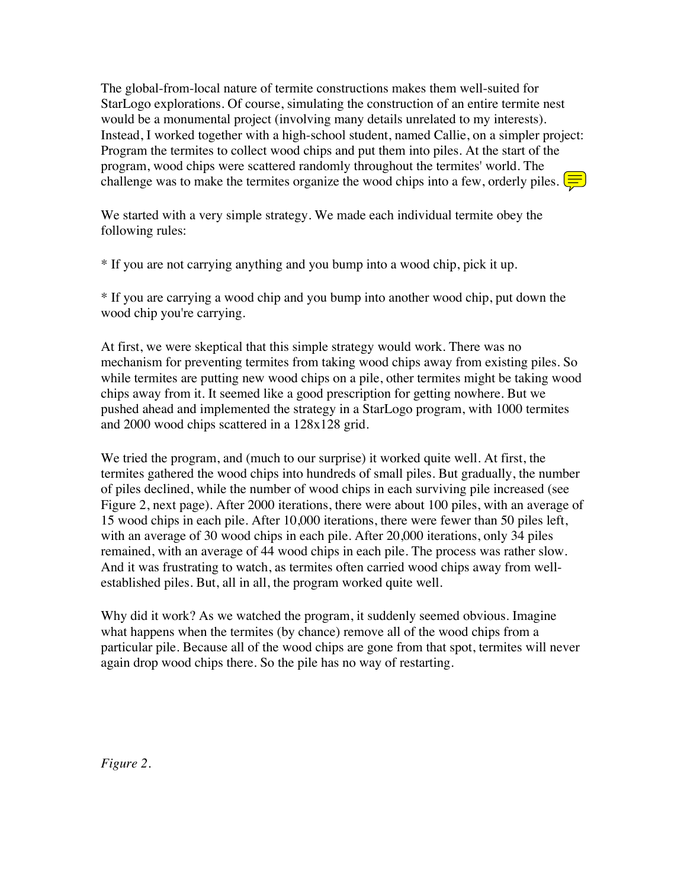The global-from-local nature of termite constructions makes them well-suited for StarLogo explorations. Of course, simulating the construction of an entire termite nest would be a monumental project (involving many details unrelated to my interests). Instead, I worked together with a high-school student, named Callie, on a simpler project: Program the termites to collect wood chips and put them into piles. At the start of the program, wood chips were scattered randomly throughout the termites' world. The challenge was to make the termites organize the wood chips into a few, orderly piles.

We started with a very simple strategy. We made each individual termite obey the following rules:

* If you are not carrying anything and you bump into a wood chip, pick it up.

* If you are carrying a wood chip and you bump into another wood chip, put down the wood chip you're carrying.

At first, we were skeptical that this simple strategy would work. There was no mechanism for preventing termites from taking wood chips away from existing piles. So while termites are putting new wood chips on a pile, other termites might be taking wood chips away from it. It seemed like a good prescription for getting nowhere. But we pushed ahead and implemented the strategy in a StarLogo program, with 1000 termites and 2000 wood chips scattered in a 128x128 grid.

We tried the program, and (much to our surprise) it worked quite well. At first, the termites gathered the wood chips into hundreds of small piles. But gradually, the number of piles declined, while the number of wood chips in each surviving pile increased (see Figure 2, next page). After 2000 iterations, there were about 100 piles, with an average of 15 wood chips in each pile. After 10,000 iterations, there were fewer than 50 piles left, with an average of 30 wood chips in each pile. After 20,000 iterations, only 34 piles remained, with an average of 44 wood chips in each pile. The process was rather slow. And it was frustrating to watch, as termites often carried wood chips away from well-established piles. But, all in all, the program worked quite well.

Why did it work? As we watched the program, it suddenly seemed obvious. Imagine what happens when the termites (by chance) remove all of the wood chips from a particular pile. Because all of the wood chips are gone from that spot, termites will never again drop wood chips there. So the pile has no way of restarting.

*Figure 2.*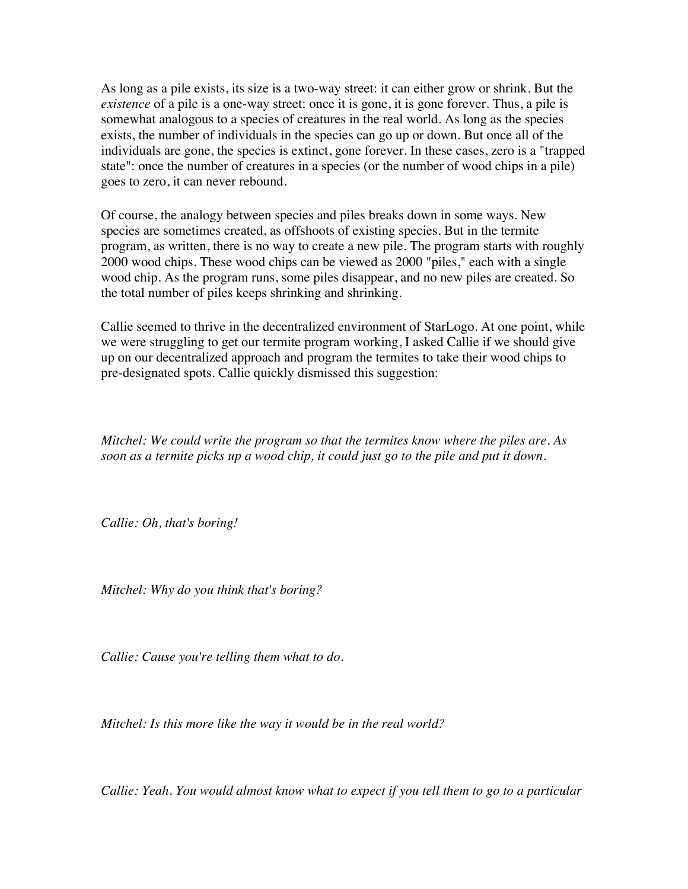As long as a pile exists, its size is a two-way street: it can either grow or shrink. But the *existence* of a pile is a one-way street: once it is gone, it is gone forever. Thus, a pile is somewhat analogous to a species of creatures in the real world. As long as the species exists, the number of individuals in the species can go up or down. But once all of the individuals are gone, the species is extinct, gone forever. In these cases, zero is a "trapped state": once the number of creatures in a species (or the number of wood chips in a pile) goes to zero, it can never rebound.

Of course, the analogy between species and piles breaks down in some ways. New species are sometimes created, as offshoots of existing species. But in the termite program, as written, there is no way to create a new pile. The program starts with roughly 2000 wood chips. These wood chips can be viewed as 2000 "piles," each with a single wood chip. As the program runs, some piles disappear, and no new piles are created. So the total number of piles keeps shrinking and shrinking.

Callie seemed to thrive in the decentralized environment of StarLogo. At one point, while we were struggling to get our termite program working, I asked Callie if we should give up on our decentralized approach and program the termites to take their wood chips to pre-designated spots. Callie quickly dismissed this suggestion:

*Mitchel: We could write the program so that the termites know where the piles are. As soon as a termite picks up a wood chip, it could just go to the pile and put it down.*

*Callie: Oh, that's boring!*

*Mitchel: Why do you think that's boring?*

*Callie: Cause you're telling them what to do.*

*Mitchel: Is this more like the way it would be in the real world?*

*Callie: Yeah. You would almost know what to expect if you tell them to go to a particular*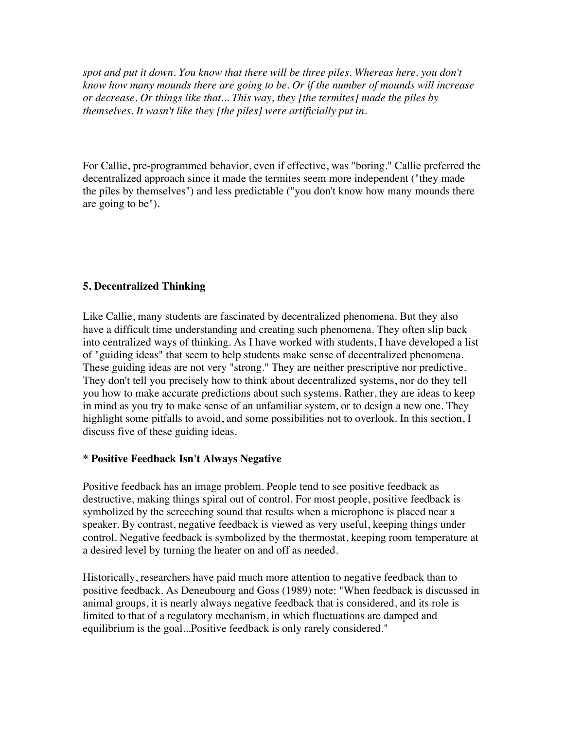*spot and put it down. You know that there will be three piles. Whereas here, you don't know how many mounds there are going to be. Or if the number of mounds will increase or decrease. Or things like that... This way, they [the termites] made the piles by themselves. It wasn't like they [the piles] were artificially put in.*

For Callie, pre-programmed behavior, even if effective, was "boring." Callie preferred the decentralized approach since it made the termites seem more independent ("they made the piles by themselves") and less predictable ("you don't know how many mounds there are going to be").

## 5. Decentralized Thinking

Like Callie, many students are fascinated by decentralized phenomena. But they also have a difficult time understanding and creating such phenomena. They often slip back into centralized ways of thinking. As I have worked with students, I have developed a list of "guiding ideas" that seem to help students make sense of decentralized phenomena. These guiding ideas are not very "strong." They are neither prescriptive nor predictive. They don't tell you precisely how to think about decentralized systems, nor do they tell you how to make accurate predictions about such systems. Rather, they are ideas to keep in mind as you try to make sense of an unfamiliar system, or to design a new one. They highlight some pitfalls to avoid, and some possibilities not to overlook. In this section, I discuss five of these guiding ideas.

### * Positive Feedback Isn't Always Negative

Positive feedback has an image problem. People tend to see positive feedback as destructive, making things spiral out of control. For most people, positive feedback is symbolized by the screeching sound that results when a microphone is placed near a speaker. By contrast, negative feedback is viewed as very useful, keeping things under control. Negative feedback is symbolized by the thermostat, keeping room temperature at a desired level by turning the heater on and off as needed.

Historically, researchers have paid much more attention to negative feedback than to positive feedback. As Deneubourg and Goss (1989) note: "When feedback is discussed in animal groups, it is nearly always negative feedback that is considered, and its role is limited to that of a regulatory mechanism, in which fluctuations are damped and equilibrium is the goal...Positive feedback is only rarely considered."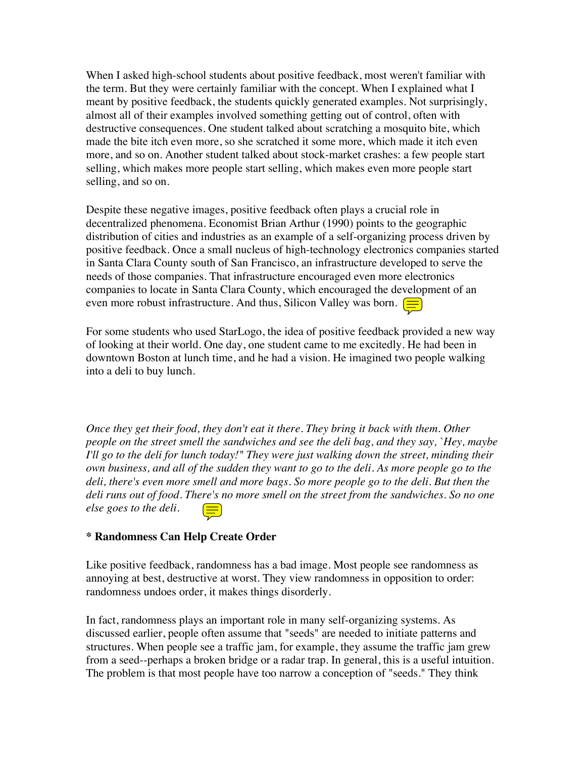When I asked high-school students about positive feedback, most weren't familiar with the term. But they were certainly familiar with the concept. When I explained what I meant by positive feedback, the students quickly generated examples. Not surprisingly, almost all of their examples involved something getting out of control, often with destructive consequences. One student talked about scratching a mosquito bite, which made the bite itch even more, so she scratched it some more, which made it itch even more, and so on. Another student talked about stock-market crashes: a few people start selling, which makes more people start selling, which makes even more people start selling, and so on.

Despite these negative images, positive feedback often plays a crucial role in decentralized phenomena. Economist Brian Arthur (1990) points to the geographic distribution of cities and industries as an example of a self-organizing process driven by positive feedback. Once a small nucleus of high-technology electronics companies started in Santa Clara County south of San Francisco, an infrastructure developed to serve the needs of those companies. That infrastructure encouraged even more electronics companies to locate in Santa Clara County, which encouraged the development of an even more robust infrastructure. And thus, Silicon Valley was born.

For some students who used StarLogo, the idea of positive feedback provided a new way of looking at their world. One day, one student came to me excitedly. He had been in downtown Boston at lunch time, and he had a vision. He imagined two people walking into a deli to buy lunch.

*Once they get their food, they don't eat it there. They bring it back with them. Other people on the street smell the sandwiches and see the deli bag, and they say, `Hey, maybe I'll go to the deli for lunch today!" They were just walking down the street, minding their own business, and all of the sudden they want to go to the deli. As more people go to the deli, there's even more smell and more bags. So more people go to the deli. But then the deli runs out of food. There's no more smell on the street from the sandwiches. So no one else goes to the deli.*

**\* Randomness Can Help Create Order**

Like positive feedback, randomness has a bad image. Most people see randomness as annoying at best, destructive at worst. They view randomness in opposition to order: randomness undoes order, it makes things disorderly.

In fact, randomness plays an important role in many self-organizing systems. As discussed earlier, people often assume that "seeds" are needed to initiate patterns and structures. When people see a traffic jam, for example, they assume the traffic jam grew from a seed--perhaps a broken bridge or a radar trap. In general, this is a useful intuition. The problem is that most people have too narrow a conception of "seeds." They think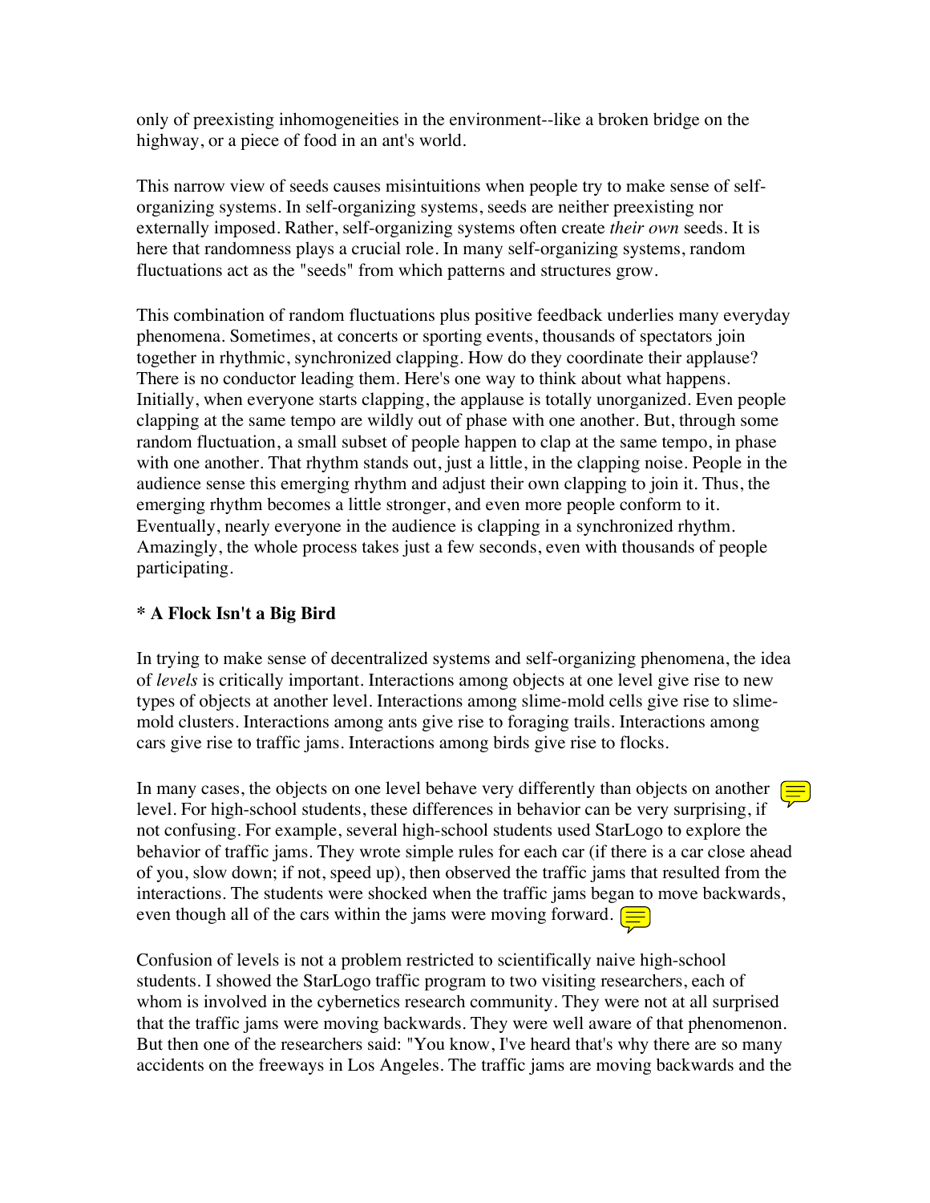only of preexisting inhomogeneities in the environment--like a broken bridge on the highway, or a piece of food in an ant's world.

This narrow view of seeds causes misintuitions when people try to make sense of self-organizing systems. In self-organizing systems, seeds are neither preexisting nor externally imposed. Rather, self-organizing systems often create *their own* seeds. It is here that randomness plays a crucial role. In many self-organizing systems, random fluctuations act as the "seeds" from which patterns and structures grow.

This combination of random fluctuations plus positive feedback underlies many everyday phenomena. Sometimes, at concerts or sporting events, thousands of spectators join together in rhythmic, synchronized clapping. How do they coordinate their applause? There is no conductor leading them. Here's one way to think about what happens. Initially, when everyone starts clapping, the applause is totally unorganized. Even people clapping at the same tempo are wildly out of phase with one another. But, through some random fluctuation, a small subset of people happen to clap at the same tempo, in phase with one another. That rhythm stands out, just a little, in the clapping noise. People in the audience sense this emerging rhythm and adjust their own clapping to join it. Thus, the emerging rhythm becomes a little stronger, and even more people conform to it. Eventually, nearly everyone in the audience is clapping in a synchronized rhythm. Amazingly, the whole process takes just a few seconds, even with thousands of people participating.

**\* A Flock Isn't a Big Bird**

In trying to make sense of decentralized systems and self-organizing phenomena, the idea of *levels* is critically important. Interactions among objects at one level give rise to new types of objects at another level. Interactions among slime-mold cells give rise to slime-mold clusters. Interactions among ants give rise to foraging trails. Interactions among cars give rise to traffic jams. Interactions among birds give rise to flocks.

In many cases, the objects on one level behave very differently than objects on another level. For high-school students, these differences in behavior can be very surprising, if not confusing. For example, several high-school students used StarLogo to explore the behavior of traffic jams. They wrote simple rules for each car (if there is a car close ahead of you, slow down; if not, speed up), then observed the traffic jams that resulted from the interactions. The students were shocked when the traffic jams began to move backwards, even though all of the cars within the jams were moving forward.

Confusion of levels is not a problem restricted to scientifically naive high-school students. I showed the StarLogo traffic program to two visiting researchers, each of whom is involved in the cybernetics research community. They were not at all surprised that the traffic jams were moving backwards. They were well aware of that phenomenon. But then one of the researchers said: "You know, I've heard that's why there are so many accidents on the freeways in Los Angeles. The traffic jams are moving backwards and the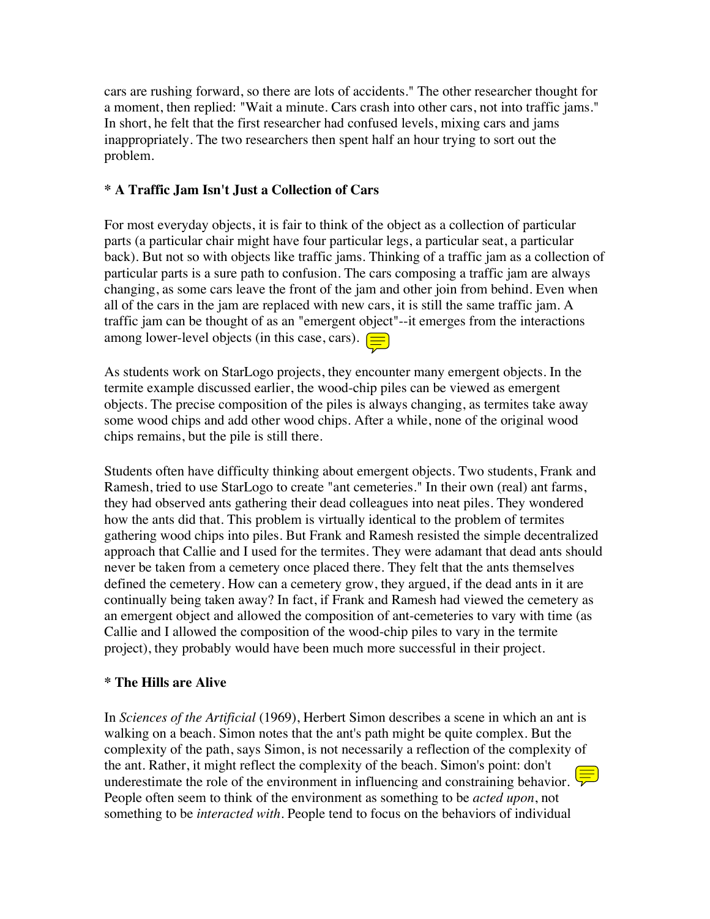cars are rushing forward, so there are lots of accidents." The other researcher thought for a moment, then replied: "Wait a minute. Cars crash into other cars, not into traffic jams." In short, he felt that the first researcher had confused levels, mixing cars and jams inappropriately. The two researchers then spent half an hour trying to sort out the problem.

**\* A Traffic Jam Isn't Just a Collection of Cars**

For most everyday objects, it is fair to think of the object as a collection of particular parts (a particular chair might have four particular legs, a particular seat, a particular back). But not so with objects like traffic jams. Thinking of a traffic jam as a collection of particular parts is a sure path to confusion. The cars composing a traffic jam are always changing, as some cars leave the front of the jam and other join from behind. Even when all of the cars in the jam are replaced with new cars, it is still the same traffic jam. A traffic jam can be thought of as an "emergent object"--it emerges from the interactions among lower-level objects (in this case, cars).

As students work on StarLogo projects, they encounter many emergent objects. In the termite example discussed earlier, the wood-chip piles can be viewed as emergent objects. The precise composition of the piles is always changing, as termites take away some wood chips and add other wood chips. After a while, none of the original wood chips remains, but the pile is still there.

Students often have difficulty thinking about emergent objects. Two students, Frank and Ramesh, tried to use StarLogo to create "ant cemeteries." In their own (real) ant farms, they had observed ants gathering their dead colleagues into neat piles. They wondered how the ants did that. This problem is virtually identical to the problem of termites gathering wood chips into piles. But Frank and Ramesh resisted the simple decentralized approach that Callie and I used for the termites. They were adamant that dead ants should never be taken from a cemetery once placed there. They felt that the ants themselves defined the cemetery. How can a cemetery grow, they argued, if the dead ants in it are continually being taken away? In fact, if Frank and Ramesh had viewed the cemetery as an emergent object and allowed the composition of ant-cemeteries to vary with time (as Callie and I allowed the composition of the wood-chip piles to vary in the termite project), they probably would have been much more successful in their project.

**\* The Hills are Alive**

In *Sciences of the Artificial* (1969), Herbert Simon describes a scene in which an ant is walking on a beach. Simon notes that the ant's path might be quite complex. But the complexity of the path, says Simon, is not necessarily a reflection of the complexity of the ant. Rather, it might reflect the complexity of the beach. Simon's point: don't underestimate the role of the environment in influencing and constraining behavior. People often seem to think of the environment as something to be *acted upon*, not something to be *interacted with*. People tend to focus on the behaviors of individual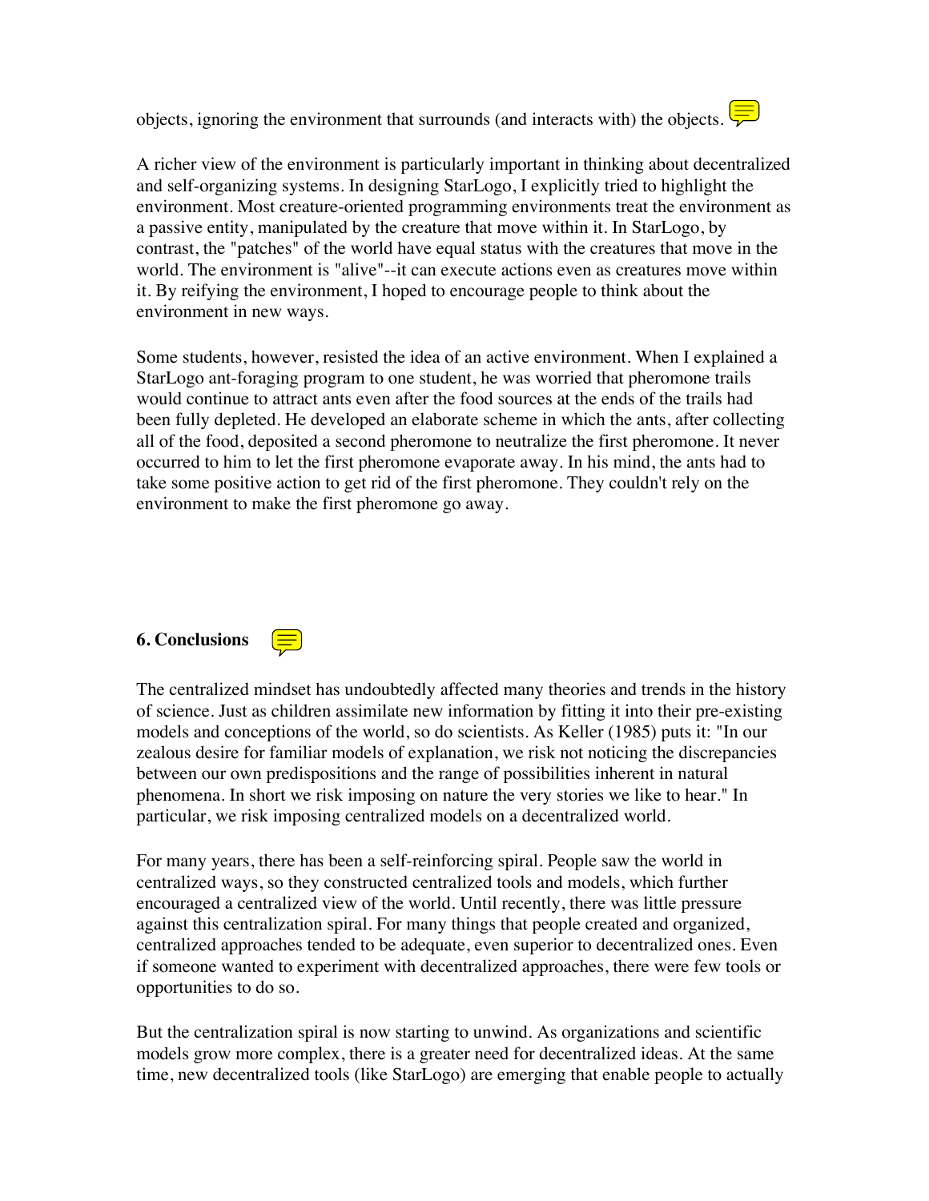objects, ignoring the environment that surrounds (and interacts with) the objects.

A richer view of the environment is particularly important in thinking about decentralized and self-organizing systems. In designing StarLogo, I explicitly tried to highlight the environment. Most creature-oriented programming environments treat the environment as a passive entity, manipulated by the creature that move within it. In StarLogo, by contrast, the "patches" of the world have equal status with the creatures that move in the world. The environment is "alive"--it can execute actions even as creatures move within it. By reifying the environment, I hoped to encourage people to think about the environment in new ways.

Some students, however, resisted the idea of an active environment. When I explained a StarLogo ant-foraging program to one student, he was worried that pheromone trails would continue to attract ants even after the food sources at the ends of the trails had been fully depleted. He developed an elaborate scheme in which the ants, after collecting all of the food, deposited a second pheromone to neutralize the first pheromone. It never occurred to him to let the first pheromone evaporate away. In his mind, the ants had to take some positive action to get rid of the first pheromone. They couldn't rely on the environment to make the first pheromone go away.

## 6. Conclusions

The centralized mindset has undoubtedly affected many theories and trends in the history of science. Just as children assimilate new information by fitting it into their pre-existing models and conceptions of the world, so do scientists. As Keller (1985) puts it: "In our zealous desire for familiar models of explanation, we risk not noticing the discrepancies between our own predispositions and the range of possibilities inherent in natural phenomena. In short we risk imposing on nature the very stories we like to hear." In particular, we risk imposing centralized models on a decentralized world.

For many years, there has been a self-reinforcing spiral. People saw the world in centralized ways, so they constructed centralized tools and models, which further encouraged a centralized view of the world. Until recently, there was little pressure against this centralization spiral. For many things that people created and organized, centralized approaches tended to be adequate, even superior to decentralized ones. Even if someone wanted to experiment with decentralized approaches, there were few tools or opportunities to do so.

But the centralization spiral is now starting to unwind. As organizations and scientific models grow more complex, there is a greater need for decentralized ideas. At the same time, new decentralized tools (like StarLogo) are emerging that enable people to actually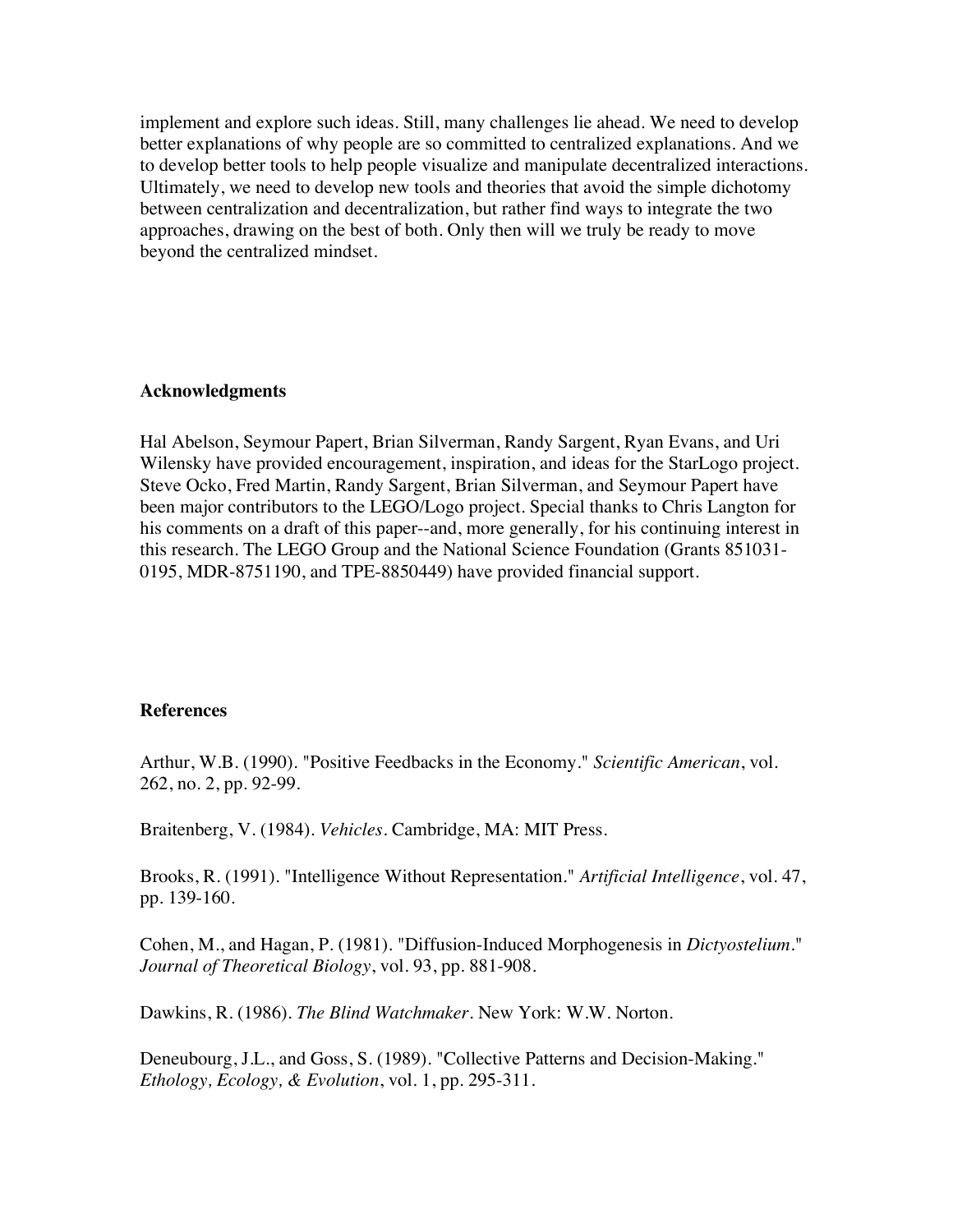implement and explore such ideas. Still, many challenges lie ahead. We need to develop better explanations of why people are so committed to centralized explanations. And we to develop better tools to help people visualize and manipulate decentralized interactions. Ultimately, we need to develop new tools and theories that avoid the simple dichotomy between centralization and decentralization, but rather find ways to integrate the two approaches, drawing on the best of both. Only then will we truly be ready to move beyond the centralized mindset.

## Acknowledgments

Hal Abelson, Seymour Papert, Brian Silverman, Randy Sargent, Ryan Evans, and Uri Wilensky have provided encouragement, inspiration, and ideas for the StarLogo project. Steve Ocko, Fred Martin, Randy Sargent, Brian Silverman, and Seymour Papert have been major contributors to the LEGO/Logo project. Special thanks to Chris Langton for his comments on a draft of this paper--and, more generally, for his continuing interest in this research. The LEGO Group and the National Science Foundation (Grants 851031-0195, MDR-8751190, and TPE-8850449) have provided financial support.

## References

Arthur, W.B. (1990). "Positive Feedbacks in the Economy." *Scientific American*, vol. 262, no. 2, pp. 92-99.

Braitenberg, V. (1984). *Vehicles*. Cambridge, MA: MIT Press.

Brooks, R. (1991). "Intelligence Without Representation." *Artificial Intelligence*, vol. 47, pp. 139-160.

Cohen, M., and Hagan, P. (1981). "Diffusion-Induced Morphogenesis in *Dictyostelium*." *Journal of Theoretical Biology*, vol. 93, pp. 881-908.

Dawkins, R. (1986). *The Blind Watchmaker*. New York: W.W. Norton.

Deneubourg, J.L., and Goss, S. (1989). "Collective Patterns and Decision-Making." *Ethology, Ecology, & Evolution*, vol. 1, pp. 295-311.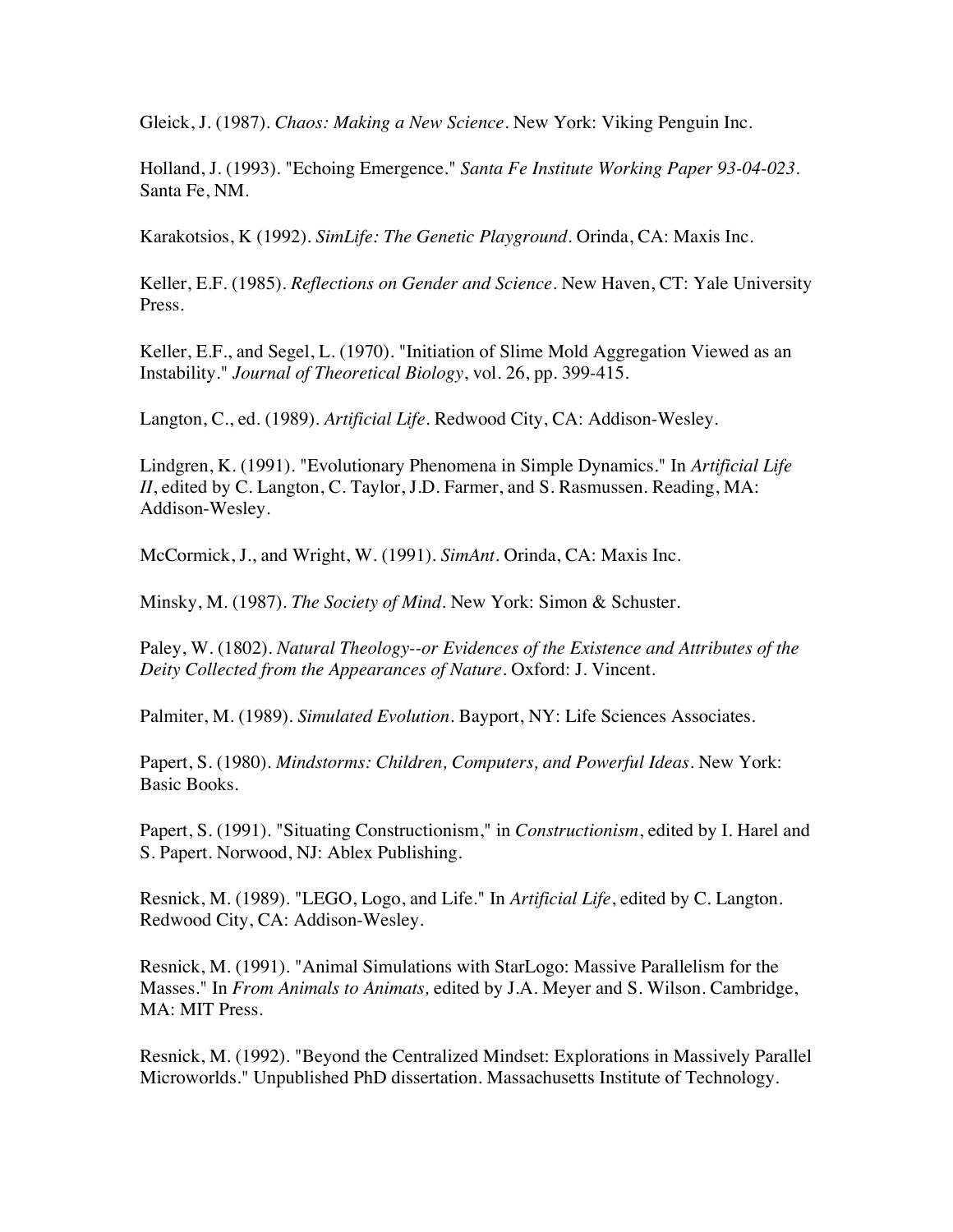Gleick, J. (1987). *Chaos: Making a New Science*. New York: Viking Penguin Inc.

Holland, J. (1993). "Echoing Emergence." *Santa Fe Institute Working Paper 93-04-023*. Santa Fe, NM.

Karakotsios, K (1992). *SimLife: The Genetic Playground*. Orinda, CA: Maxis Inc.

Keller, E.F. (1985). *Reflections on Gender and Science*. New Haven, CT: Yale University Press.

Keller, E.F., and Segel, L. (1970). "Initiation of Slime Mold Aggregation Viewed as an Instability." *Journal of Theoretical Biology*, vol. 26, pp. 399-415.

Langton, C., ed. (1989). *Artificial Life*. Redwood City, CA: Addison-Wesley.

Lindgren, K. (1991). "Evolutionary Phenomena in Simple Dynamics." In *Artificial Life II*, edited by C. Langton, C. Taylor, J.D. Farmer, and S. Rasmussen. Reading, MA: Addison-Wesley.

McCormick, J., and Wright, W. (1991). *SimAnt*. Orinda, CA: Maxis Inc.

Minsky, M. (1987). *The Society of Mind*. New York: Simon & Schuster.

Paley, W. (1802). *Natural Theology--or Evidences of the Existence and Attributes of the Deity Collected from the Appearances of Nature*. Oxford: J. Vincent.

Palmiter, M. (1989). *Simulated Evolution*. Bayport, NY: Life Sciences Associates.

Papert, S. (1980). *Mindstorms: Children, Computers, and Powerful Ideas*. New York: Basic Books.

Papert, S. (1991). "Situating Constructionism," in *Constructionism*, edited by I. Harel and S. Papert. Norwood, NJ: Ablex Publishing.

Resnick, M. (1989). "LEGO, Logo, and Life." In *Artificial Life*, edited by C. Langton. Redwood City, CA: Addison-Wesley.

Resnick, M. (1991). "Animal Simulations with StarLogo: Massive Parallelism for the Masses." In *From Animals to Animats,* edited by J.A. Meyer and S. Wilson. Cambridge, MA: MIT Press.

Resnick, M. (1992). "Beyond the Centralized Mindset: Explorations in Massively Parallel Microworlds." Unpublished PhD dissertation. Massachusetts Institute of Technology.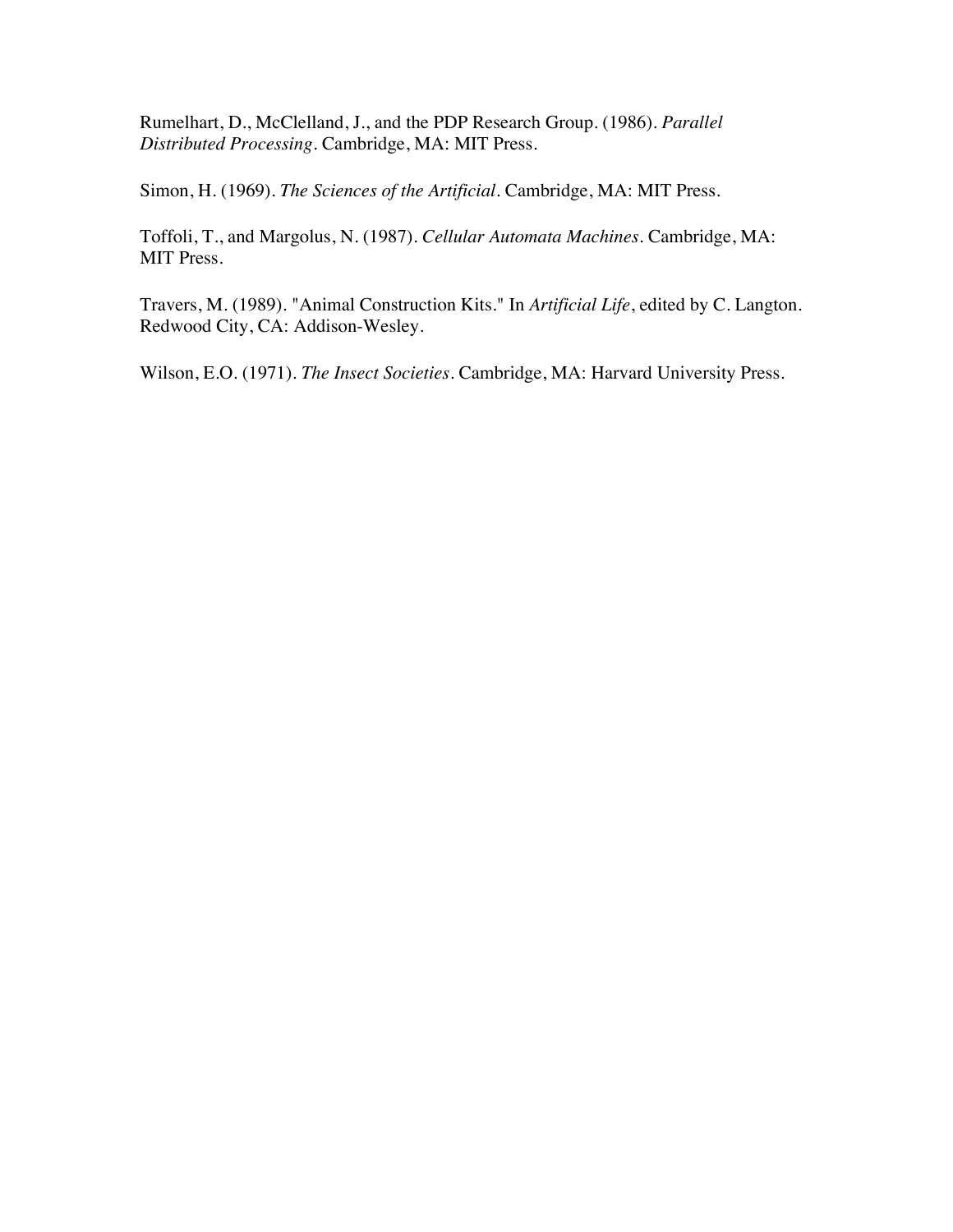Rumelhart, D., McClelland, J., and the PDP Research Group. (1986). *Parallel Distributed Processing*. Cambridge, MA: MIT Press.

Simon, H. (1969). *The Sciences of the Artificial*. Cambridge, MA: MIT Press.

Toffoli, T., and Margolus, N. (1987). *Cellular Automata Machines*. Cambridge, MA: MIT Press.

Travers, M. (1989). "Animal Construction Kits." In *Artificial Life*, edited by C. Langton. Redwood City, CA: Addison-Wesley.

Wilson, E.O. (1971). *The Insect Societies*. Cambridge, MA: Harvard University Press.